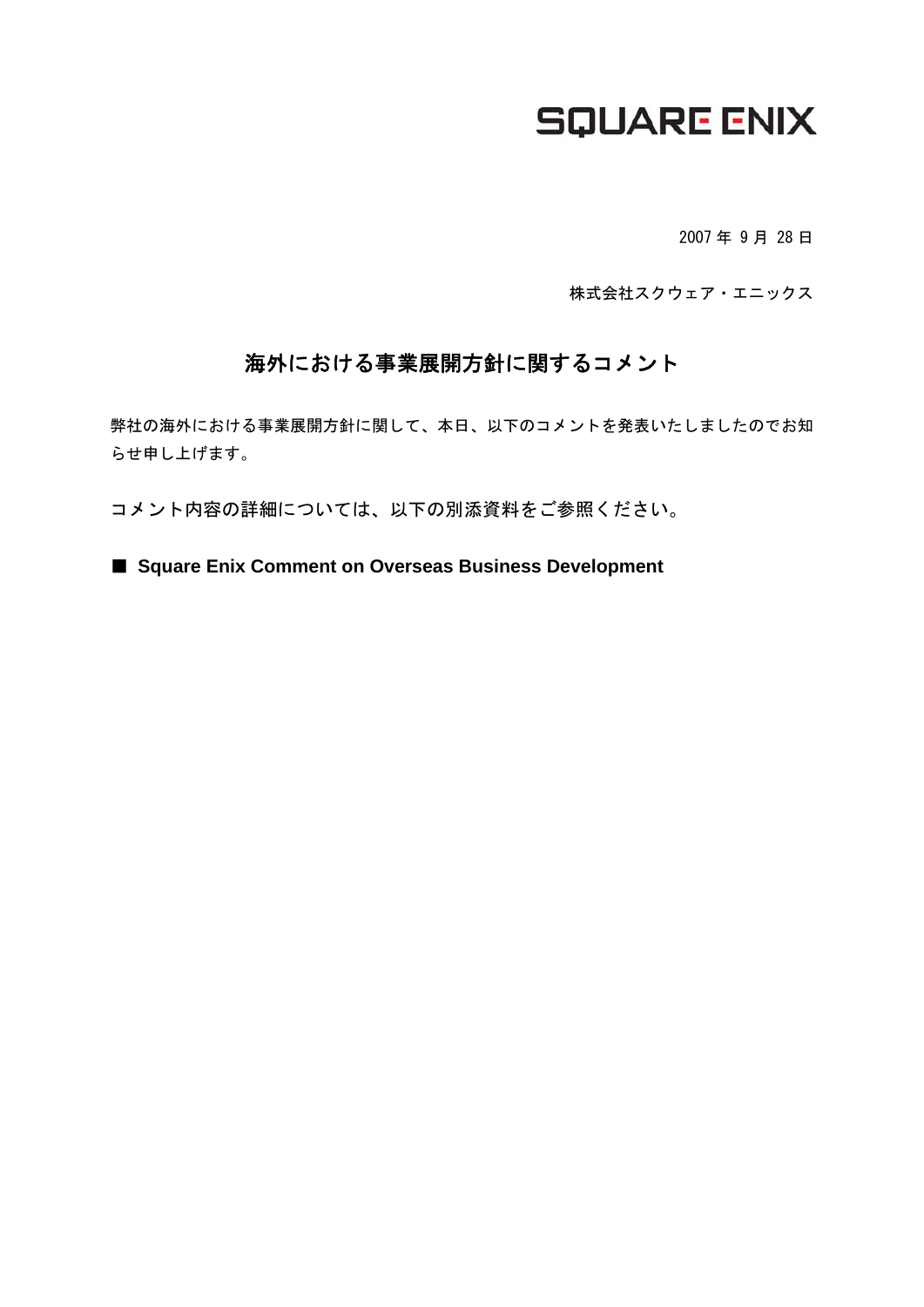SQUARE ENIX

2007 年 9 月 28 日

株式会社スクウェア・エニックス

# 海外における事業展開方針に関するコメント

弊社の海外における事業展開方針に関して、本日、以下のコメントを発表いたしましたのでお知らせ申し上げます。

コメント内容の詳細については、以下の別添資料をご参照ください。

■ **Square Enix Comment on Overseas Business Development**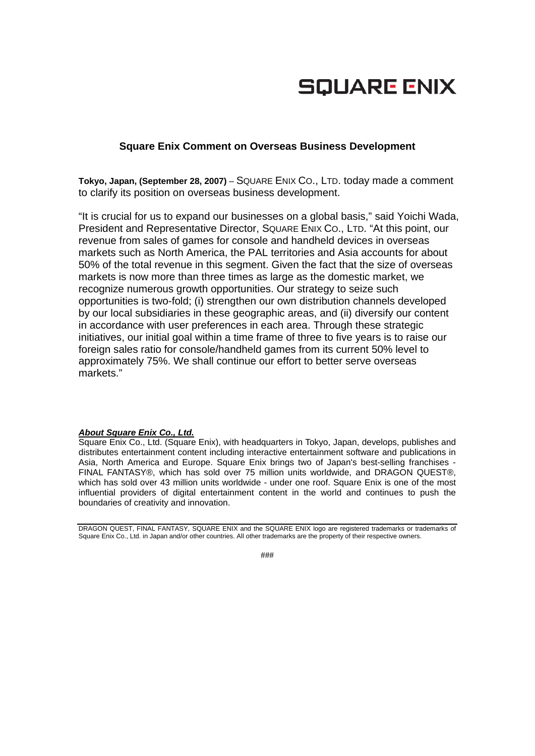# SQUARE ENIX

## Square Enix Comment on Overseas Business Development

**Tokyo, Japan, (September 28, 2007)** – SQUARE ENIX CO., LTD. today made a comment to clarify its position on overseas business development.

"It is crucial for us to expand our businesses on a global basis," said Yoichi Wada, President and Representative Director, SQUARE ENIX CO., LTD. "At this point, our revenue from sales of games for console and handheld devices in overseas markets such as North America, the PAL territories and Asia accounts for about 50% of the total revenue in this segment. Given the fact that the size of overseas markets is now more than three times as large as the domestic market, we recognize numerous growth opportunities. Our strategy to seize such opportunities is two-fold; (i) strengthen our own distribution channels developed by our local subsidiaries in these geographic areas, and (ii) diversify our content in accordance with user preferences in each area. Through these strategic initiatives, our initial goal within a time frame of three to five years is to raise our foreign sales ratio for console/handheld games from its current 50% level to approximately 75%. We shall continue our effort to better serve overseas markets."

***About Square Enix Co., Ltd.***

Square Enix Co., Ltd. (Square Enix), with headquarters in Tokyo, Japan, develops, publishes and distributes entertainment content including interactive entertainment software and publications in Asia, North America and Europe. Square Enix brings two of Japan's best-selling franchises - FINAL FANTASY®, which has sold over 75 million units worldwide, and DRAGON QUEST®, which has sold over 43 million units worldwide - under one roof. Square Enix is one of the most influential providers of digital entertainment content in the world and continues to push the boundaries of creativity and innovation.

DRAGON QUEST, FINAL FANTASY, SQUARE ENIX and the SQUARE ENIX logo are registered trademarks or trademarks of Square Enix Co., Ltd. in Japan and/or other countries. All other trademarks are the property of their respective owners.

###